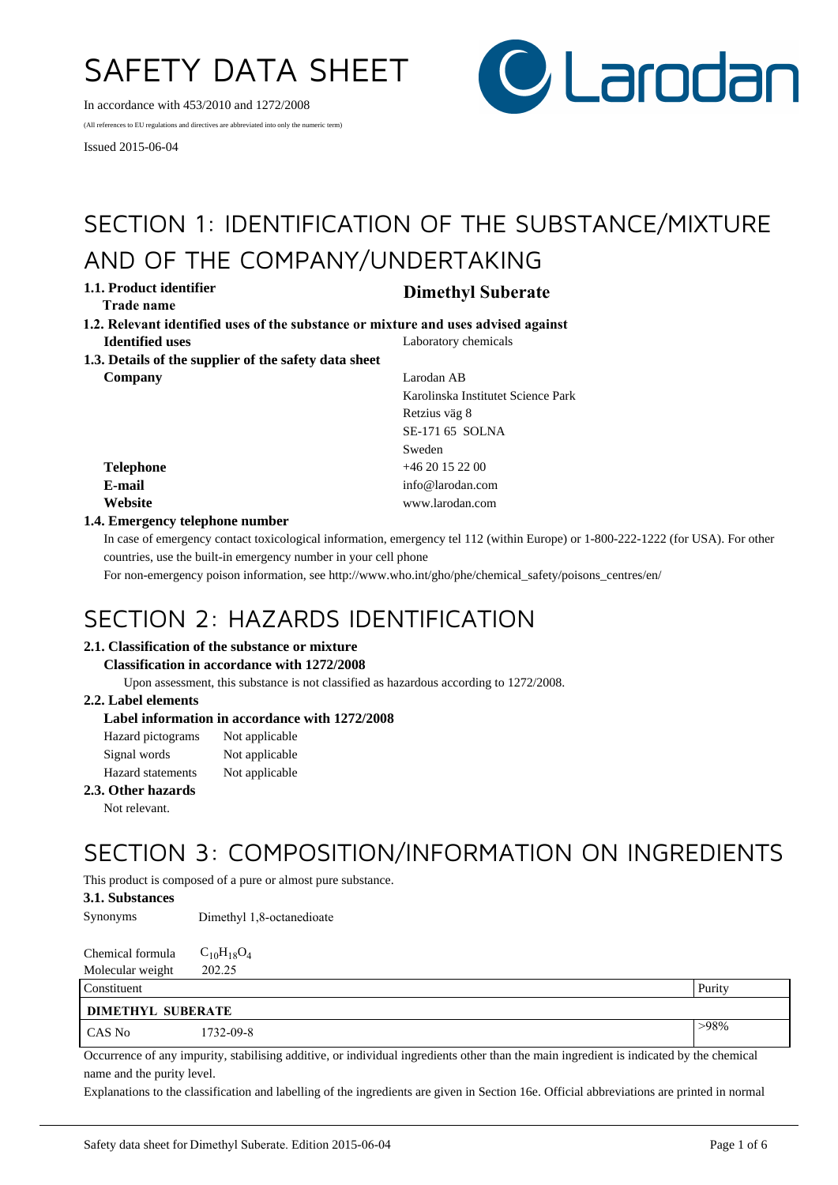# SAFETY DATA SHEET

In accordance with 453/2010 and 1272/2008

(All references to EU regulations and directives are abbreviated into only the numeric term)

Issued 2015-06-04

## SECTION 1: IDENTIFICATION OF THE SUBSTANCE/MIXTURE AND OF THE COMPANY/UNDERTAKING

**1.1. Product identifier**

**Trade name** **Dimethyl Suberate**

**1.2. Relevant identified uses of the substance or mixture and uses advised against**

**Identified uses** Laboratory chemicals

**1.3. Details of the supplier of the safety data sheet**

**Company**
Larodan AB
Karolinska Institutet Science Park
Retzius väg 8
SE-171 65 SOLNA
Sweden

**Telephone** +46 20 15 22 00

**E-mail** info@larodan.com

**Website** www.larodan.com

**1.4. Emergency telephone number**

In case of emergency contact toxicological information, emergency tel 112 (within Europe) or 1-800-222-1222 (for USA). For other countries, use the built-in emergency number in your cell phone

For non-emergency poison information, see http://www.who.int/gho/phe/chemical_safety/poisons_centres/en/

## SECTION 2: HAZARDS IDENTIFICATION

**2.1. Classification of the substance or mixture**

**Classification in accordance with 1272/2008**

Upon assessment, this substance is not classified as hazardous according to 1272/2008.

**2.2. Label elements**

**Label information in accordance with 1272/2008**

Hazard pictograms Not applicable
Signal words Not applicable
Hazard statements Not applicable

**2.3. Other hazards**

Not relevant.

## SECTION 3: COMPOSITION/INFORMATION ON INGREDIENTS

This product is composed of a pure or almost pure substance.

**3.1. Substances**

Synonyms Dimethyl 1,8-octanedioate

Chemical formula $C_{10}H_{18}O_4$
Molecular weight 202.25

| Constituent | | Purity |
|---|---|---|
| **DIMETHYL SUBERATE** | | |
| CAS No | 1732-09-8 | >98% |

Occurrence of any impurity, stabilising additive, or individual ingredients other than the main ingredient is indicated by the chemical name and the purity level.

Explanations to the classification and labelling of the ingredients are given in Section 16e. Official abbreviations are printed in normal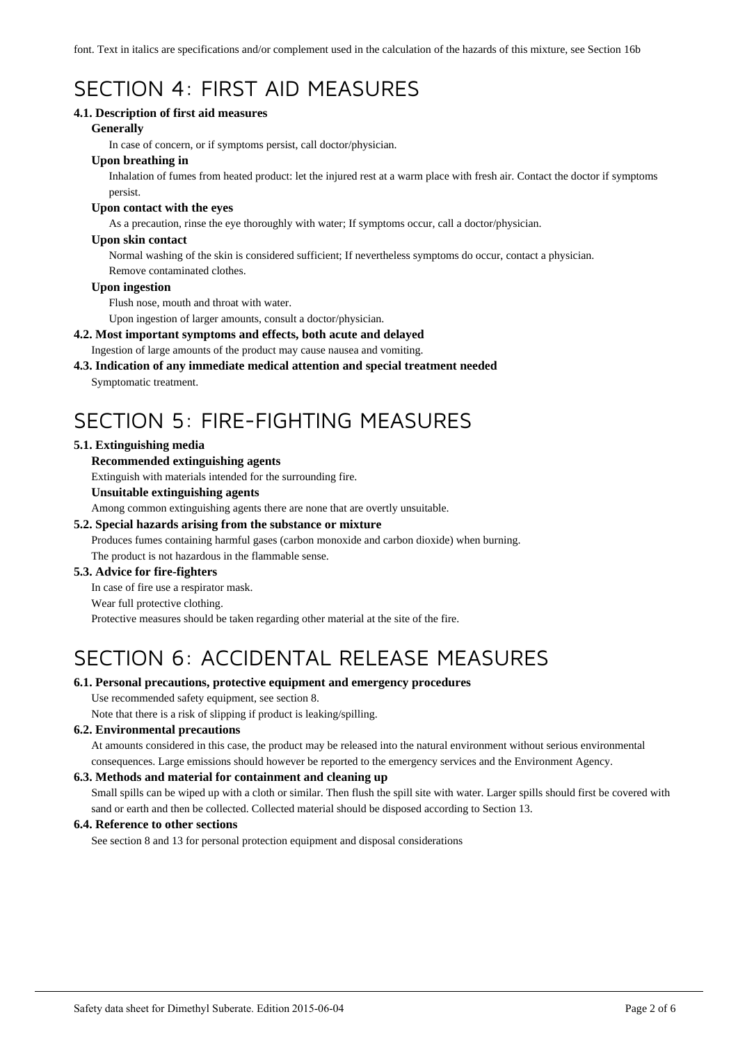font. Text in italics are specifications and/or complement used in the calculation of the hazards of this mixture, see Section 16b

# SECTION 4: FIRST AID MEASURES

### 4.1. Description of first aid measures

**Generally**

In case of concern, or if symptoms persist, call doctor/physician.

**Upon breathing in**

Inhalation of fumes from heated product: let the injured rest at a warm place with fresh air. Contact the doctor if symptoms persist.

**Upon contact with the eyes**

As a precaution, rinse the eye thoroughly with water; If symptoms occur, call a doctor/physician.

**Upon skin contact**

Normal washing of the skin is considered sufficient; If nevertheless symptoms do occur, contact a physician.
Remove contaminated clothes.

**Upon ingestion**

Flush nose, mouth and throat with water.
Upon ingestion of larger amounts, consult a doctor/physician.

### 4.2. Most important symptoms and effects, both acute and delayed

Ingestion of large amounts of the product may cause nausea and vomiting.

### 4.3. Indication of any immediate medical attention and special treatment needed

Symptomatic treatment.

# SECTION 5: FIRE-FIGHTING MEASURES

### 5.1. Extinguishing media

**Recommended extinguishing agents**

Extinguish with materials intended for the surrounding fire.

**Unsuitable extinguishing agents**

Among common extinguishing agents there are none that are overtly unsuitable.

### 5.2. Special hazards arising from the substance or mixture

Produces fumes containing harmful gases (carbon monoxide and carbon dioxide) when burning.
The product is not hazardous in the flammable sense.

### 5.3. Advice for fire-fighters

In case of fire use a respirator mask.
Wear full protective clothing.
Protective measures should be taken regarding other material at the site of the fire.

# SECTION 6: ACCIDENTAL RELEASE MEASURES

### 6.1. Personal precautions, protective equipment and emergency procedures

Use recommended safety equipment, see section 8.
Note that there is a risk of slipping if product is leaking/spilling.

### 6.2. Environmental precautions

At amounts considered in this case, the product may be released into the natural environment without serious environmental consequences. Large emissions should however be reported to the emergency services and the Environment Agency.

### 6.3. Methods and material for containment and cleaning up

Small spills can be wiped up with a cloth or similar. Then flush the spill site with water. Larger spills should first be covered with sand or earth and then be collected. Collected material should be disposed according to Section 13.

### 6.4. Reference to other sections

See section 8 and 13 for personal protection equipment and disposal considerations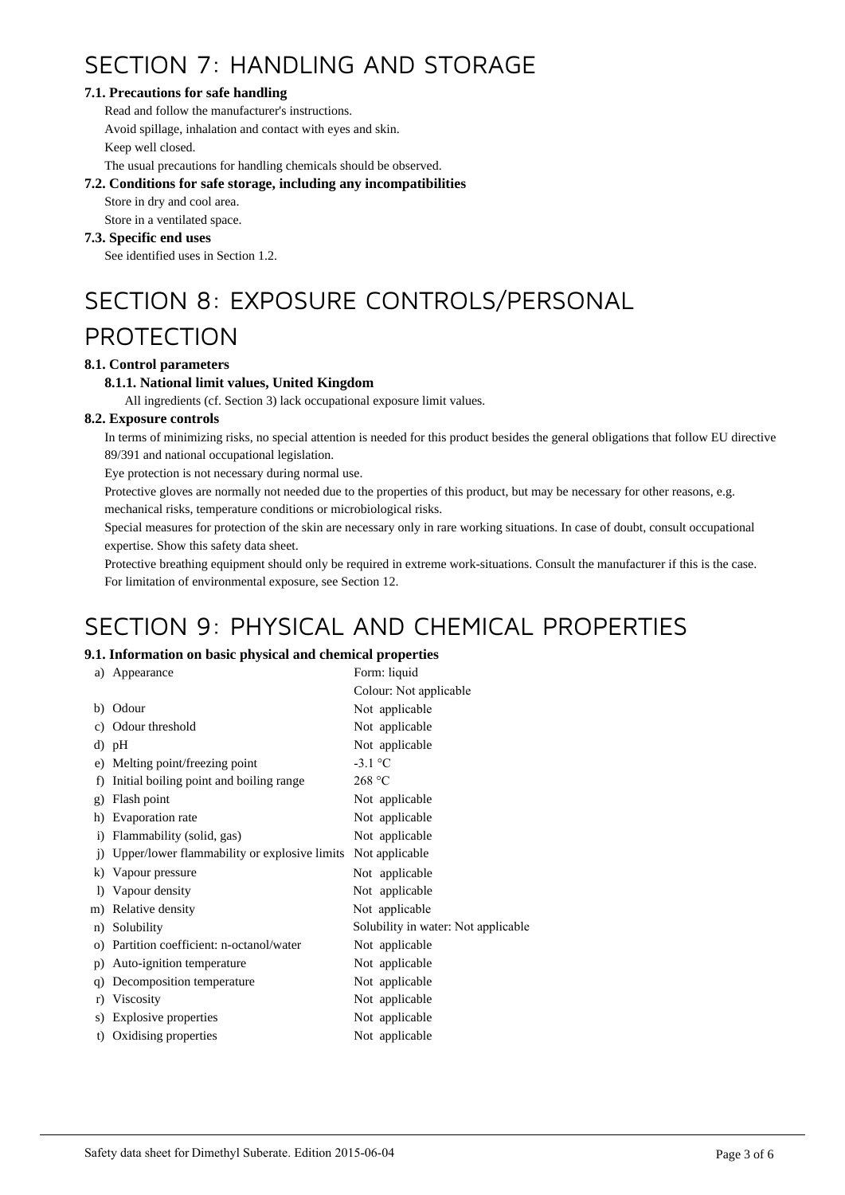# SECTION 7: HANDLING AND STORAGE

### 7.1. Precautions for safe handling

Read and follow the manufacturer's instructions.

Avoid spillage, inhalation and contact with eyes and skin.

Keep well closed.

The usual precautions for handling chemicals should be observed.

### 7.2. Conditions for safe storage, including any incompatibilities

Store in dry and cool area.

Store in a ventilated space.

### 7.3. Specific end uses

See identified uses in Section 1.2.

# SECTION 8: EXPOSURE CONTROLS/PERSONAL PROTECTION

### 8.1. Control parameters

#### 8.1.1. National limit values, United Kingdom

All ingredients (cf. Section 3) lack occupational exposure limit values.

### 8.2. Exposure controls

In terms of minimizing risks, no special attention is needed for this product besides the general obligations that follow EU directive 89/391 and national occupational legislation.

Eye protection is not necessary during normal use.

Protective gloves are normally not needed due to the properties of this product, but may be necessary for other reasons, e.g. mechanical risks, temperature conditions or microbiological risks.

Special measures for protection of the skin are necessary only in rare working situations. In case of doubt, consult occupational expertise. Show this safety data sheet.

Protective breathing equipment should only be required in extreme work-situations. Consult the manufacturer if this is the case.

For limitation of environmental exposure, see Section 12.

# SECTION 9: PHYSICAL AND CHEMICAL PROPERTIES

### 9.1. Information on basic physical and chemical properties

| | Property | Value |
|---|---|---|
| a) | Appearance | Form: liquid<br>Colour: Not applicable |
| b) | Odour | Not applicable |
| c) | Odour threshold | Not applicable |
| d) | pH | Not applicable |
| e) | Melting point/freezing point | -3.1 °C |
| f) | Initial boiling point and boiling range | 268 °C |
| g) | Flash point | Not applicable |
| h) | Evaporation rate | Not applicable |
| i) | Flammability (solid, gas) | Not applicable |
| j) | Upper/lower flammability or explosive limits | Not applicable |
| k) | Vapour pressure | Not applicable |
| l) | Vapour density | Not applicable |
| m) | Relative density | Not applicable |
| n) | Solubility | Solubility in water: Not applicable |
| o) | Partition coefficient: n-octanol/water | Not applicable |
| p) | Auto-ignition temperature | Not applicable |
| q) | Decomposition temperature | Not applicable |
| r) | Viscosity | Not applicable |
| s) | Explosive properties | Not applicable |
| t) | Oxidising properties | Not applicable |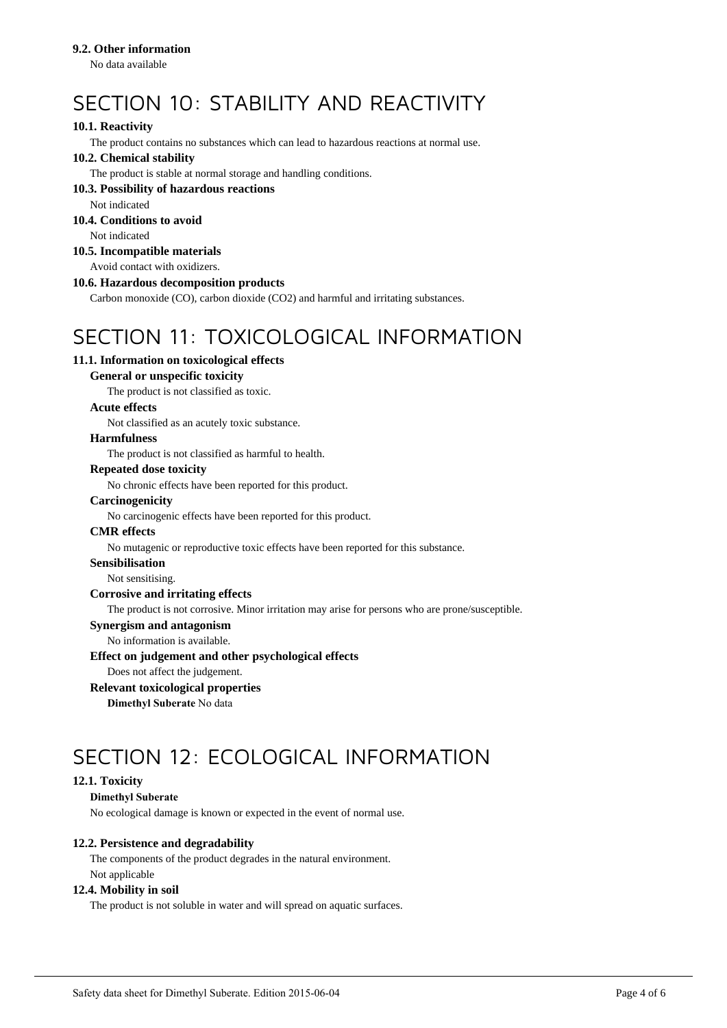### 9.2. Other information

No data available

# SECTION 10: STABILITY AND REACTIVITY

### 10.1. Reactivity

The product contains no substances which can lead to hazardous reactions at normal use.

### 10.2. Chemical stability

The product is stable at normal storage and handling conditions.

### 10.3. Possibility of hazardous reactions

Not indicated

### 10.4. Conditions to avoid

Not indicated

### 10.5. Incompatible materials

Avoid contact with oxidizers.

### 10.6. Hazardous decomposition products

Carbon monoxide (CO), carbon dioxide ($CO_2$) and harmful and irritating substances.

# SECTION 11: TOXICOLOGICAL INFORMATION

### 11.1. Information on toxicological effects

**General or unspecific toxicity**

The product is not classified as toxic.

**Acute effects**

Not classified as an acutely toxic substance.

**Harmfulness**

The product is not classified as harmful to health.

**Repeated dose toxicity**

No chronic effects have been reported for this product.

**Carcinogenicity**

No carcinogenic effects have been reported for this product.

**CMR effects**

No mutagenic or reproductive toxic effects have been reported for this substance.

**Sensibilisation**

Not sensitising.

**Corrosive and irritating effects**

The product is not corrosive. Minor irritation may arise for persons who are prone/susceptible.

**Synergism and antagonism**

No information is available.

**Effect on judgement and other psychological effects**

Does not affect the judgement.

**Relevant toxicological properties**

**Dimethyl Suberate** No data

# SECTION 12: ECOLOGICAL INFORMATION

### 12.1. Toxicity

**Dimethyl Suberate**

No ecological damage is known or expected in the event of normal use.

### 12.2. Persistence and degradability

The components of the product degrades in the natural environment.

Not applicable

### 12.4. Mobility in soil

The product is not soluble in water and will spread on aquatic surfaces.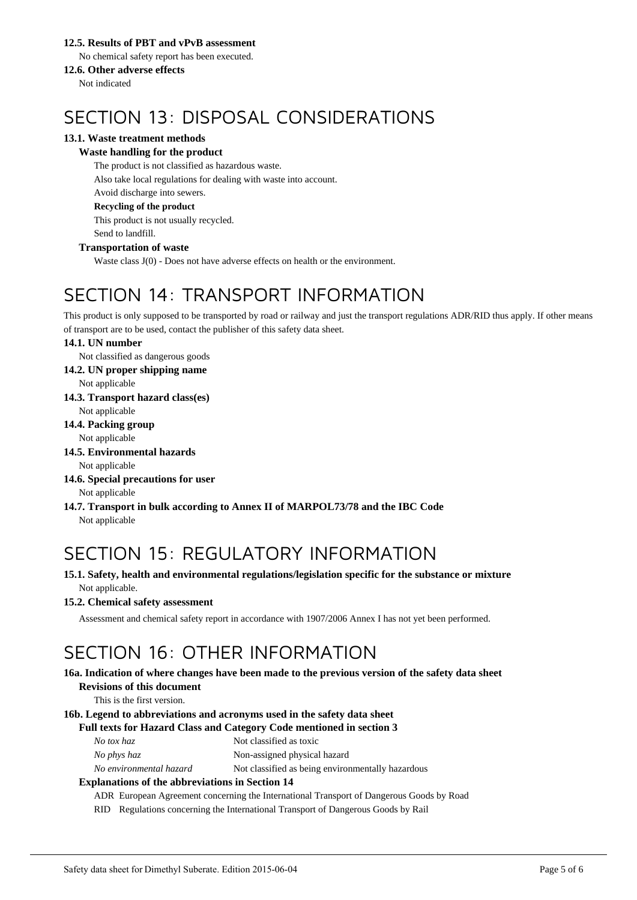### 12.5. Results of PBT and vPvB assessment

No chemical safety report has been executed.

### 12.6. Other adverse effects

Not indicated

# SECTION 13: DISPOSAL CONSIDERATIONS

### 13.1. Waste treatment methods

**Waste handling for the product**

The product is not classified as hazardous waste.

Also take local regulations for dealing with waste into account.

Avoid discharge into sewers.

**Recycling of the product**

This product is not usually recycled.

Send to landfill.

**Transportation of waste**

Waste class J(0) - Does not have adverse effects on health or the environment.

# SECTION 14: TRANSPORT INFORMATION

This product is only supposed to be transported by road or railway and just the transport regulations ADR/RID thus apply. If other means of transport are to be used, contact the publisher of this safety data sheet.

### 14.1. UN number

Not classified as dangerous goods

### 14.2. UN proper shipping name

Not applicable

### 14.3. Transport hazard class(es)

Not applicable

### 14.4. Packing group

Not applicable

### 14.5. Environmental hazards

Not applicable

### 14.6. Special precautions for user

Not applicable

### 14.7. Transport in bulk according to Annex II of MARPOL73/78 and the IBC Code

Not applicable

# SECTION 15: REGULATORY INFORMATION

### 15.1. Safety, health and environmental regulations/legislation specific for the substance or mixture

Not applicable.

### 15.2. Chemical safety assessment

Assessment and chemical safety report in accordance with 1907/2006 Annex I has not yet been performed.

# SECTION 16: OTHER INFORMATION

### 16a. Indication of where changes have been made to the previous version of the safety data sheet

**Revisions of this document**

This is the first version.

### 16b. Legend to abbreviations and acronyms used in the safety data sheet

**Full texts for Hazard Class and Category Code mentioned in section 3**

| | |
|---|---|
| *No tox haz* | Not classified as toxic |
| *No phys haz* | Non-assigned physical hazard |
| *No environmental hazard* | Not classified as being environmentally hazardous |

**Explanations of the abbreviations in Section 14**

ADR European Agreement concerning the International Transport of Dangerous Goods by Road

RID Regulations concerning the International Transport of Dangerous Goods by Rail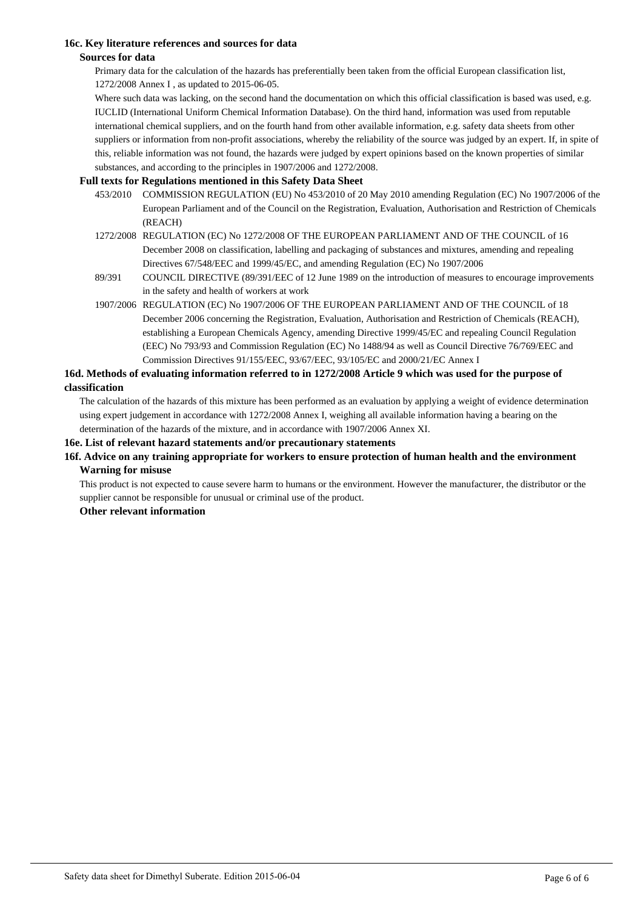### 16c. Key literature references and sources for data

#### Sources for data

Primary data for the calculation of the hazards has preferentially been taken from the official European classification list, 1272/2008 Annex I , as updated to 2015-06-05.

Where such data was lacking, on the second hand the documentation on which this official classification is based was used, e.g. IUCLID (International Uniform Chemical Information Database). On the third hand, information was used from reputable international chemical suppliers, and on the fourth hand from other available information, e.g. safety data sheets from other suppliers or information from non-profit associations, whereby the reliability of the source was judged by an expert. If, in spite of this, reliable information was not found, the hazards were judged by expert opinions based on the known properties of similar substances, and according to the principles in 1907/2006 and 1272/2008.

#### Full texts for Regulations mentioned in this Safety Data Sheet

| | |
|---|---|
| 453/2010 | COMMISSION REGULATION (EU) No 453/2010 of 20 May 2010 amending Regulation (EC) No 1907/2006 of the European Parliament and of the Council on the Registration, Evaluation, Authorisation and Restriction of Chemicals (REACH) |
| 1272/2008 | REGULATION (EC) No 1272/2008 OF THE EUROPEAN PARLIAMENT AND OF THE COUNCIL of 16 December 2008 on classification, labelling and packaging of substances and mixtures, amending and repealing Directives 67/548/EEC and 1999/45/EC, and amending Regulation (EC) No 1907/2006 |
| 89/391 | COUNCIL DIRECTIVE (89/391/EEC of 12 June 1989 on the introduction of measures to encourage improvements in the safety and health of workers at work |
| 1907/2006 | REGULATION (EC) No 1907/2006 OF THE EUROPEAN PARLIAMENT AND OF THE COUNCIL of 18 December 2006 concerning the Registration, Evaluation, Authorisation and Restriction of Chemicals (REACH), establishing a European Chemicals Agency, amending Directive 1999/45/EC and repealing Council Regulation (EEC) No 793/93 and Commission Regulation (EC) No 1488/94 as well as Council Directive 76/769/EEC and Commission Directives 91/155/EEC, 93/67/EEC, 93/105/EC and 2000/21/EC Annex I |

### 16d. Methods of evaluating information referred to in 1272/2008 Article 9 which was used for the purpose of classification

The calculation of the hazards of this mixture has been performed as an evaluation by applying a weight of evidence determination using expert judgement in accordance with 1272/2008 Annex I, weighing all available information having a bearing on the determination of the hazards of the mixture, and in accordance with 1907/2006 Annex XI.

### 16e. List of relevant hazard statements and/or precautionary statements

### 16f. Advice on any training appropriate for workers to ensure protection of human health and the environment

#### Warning for misuse

This product is not expected to cause severe harm to humans or the environment. However the manufacturer, the distributor or the supplier cannot be responsible for unusual or criminal use of the product.

#### Other relevant information